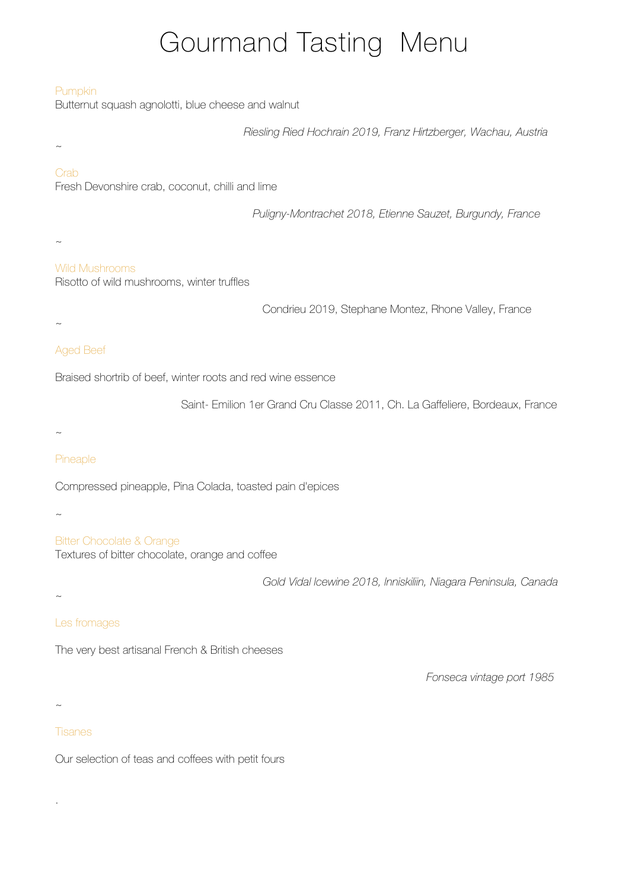# Gourmand Tasting Menu

### Pumpkin

Butternut squash agnolotti, blue cheese and walnut

*Riesling Ried Hochrain 2019, Franz Hirtzberger, Wachau, Austria*

~

### Crab

Fresh Devonshire crab, coconut, chilli and lime

*Puligny-Montrachet 2018, Etienne Sauzet, Burgundy, France*

~

### Wild Mushrooms

Risotto of wild mushrooms, winter truffles

Condrieu 2019, Stephane Montez, Rhone Valley, France

~

### Aged Beef

Braised shortrib of beef, winter roots and red wine essence

Saint- Emilion 1er Grand Cru Classe 2011, Ch. La Gaffeliere, Bordeaux, France

~

### Pineaple

Compressed pineapple, Pina Colada, toasted pain d'epices

~

### Bitter Chocolate & Orange

Textures of bitter chocolate, orange and coffee

*Gold Vidal Icewine 2018, Inniskilin, Niagara Peninsula, Canada*

~

### Les fromages

The very best artisanal French & British cheeses

*Fonseca vintage port 1985*

~

### Tisanes

Our selection of teas and coffees with petit fours

.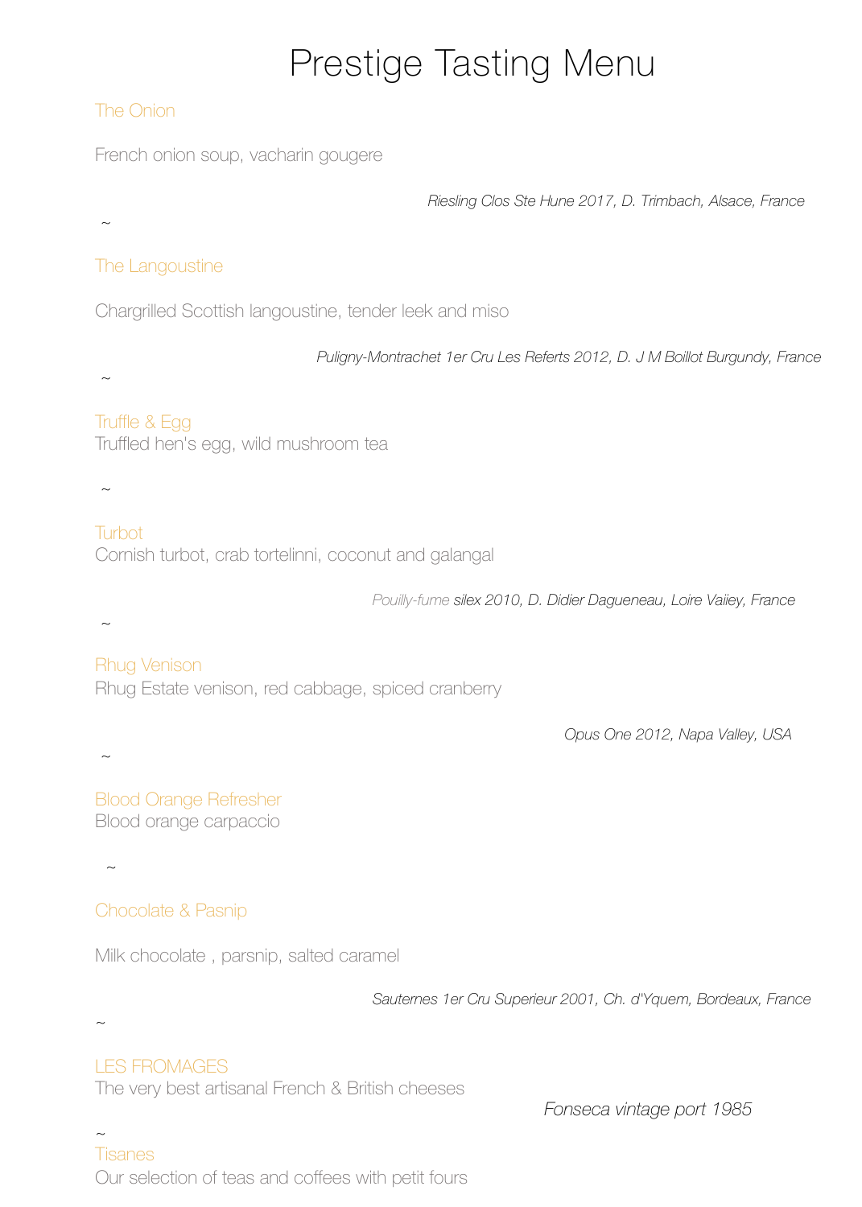# Prestige Tasting Menu

The Onion

French onion soup, vacharin gougere

*Riesling Clos Ste Hune 2017, D. Trimbach, Alsace, France*

~

The Langoustine

Chargrilled Scottish langoustine, tender leek and miso

*Puligny-Montrachet 1er Cru Les Referts 2012, D. J M Boillot Burgundy, France*

~

Truffle & Egg
Truffled hen's egg, wild mushroom tea

~

Turbot
Cornish turbot, crab tortelinni, coconut and galangal

*Pouilly-fume silex 2010, D. Didier Dagueneau, Loire Vaiiey, France*

~

Rhug Venison
Rhug Estate venison, red cabbage, spiced cranberry

*Opus One 2012, Napa Valley, USA*

~

Blood Orange Refresher
Blood orange carpaccio

~

Chocolate & Pasnip

Milk chocolate , parsnip, salted caramel

*Sauternes 1er Cru Superieur 2001, Ch. d'Yquem, Bordeaux, France*

~

LES FROMAGES
The very best artisanal French & British cheeses

*Fonseca vintage port 1985*

~
Tisanes
Our selection of teas and coffees with petit fours